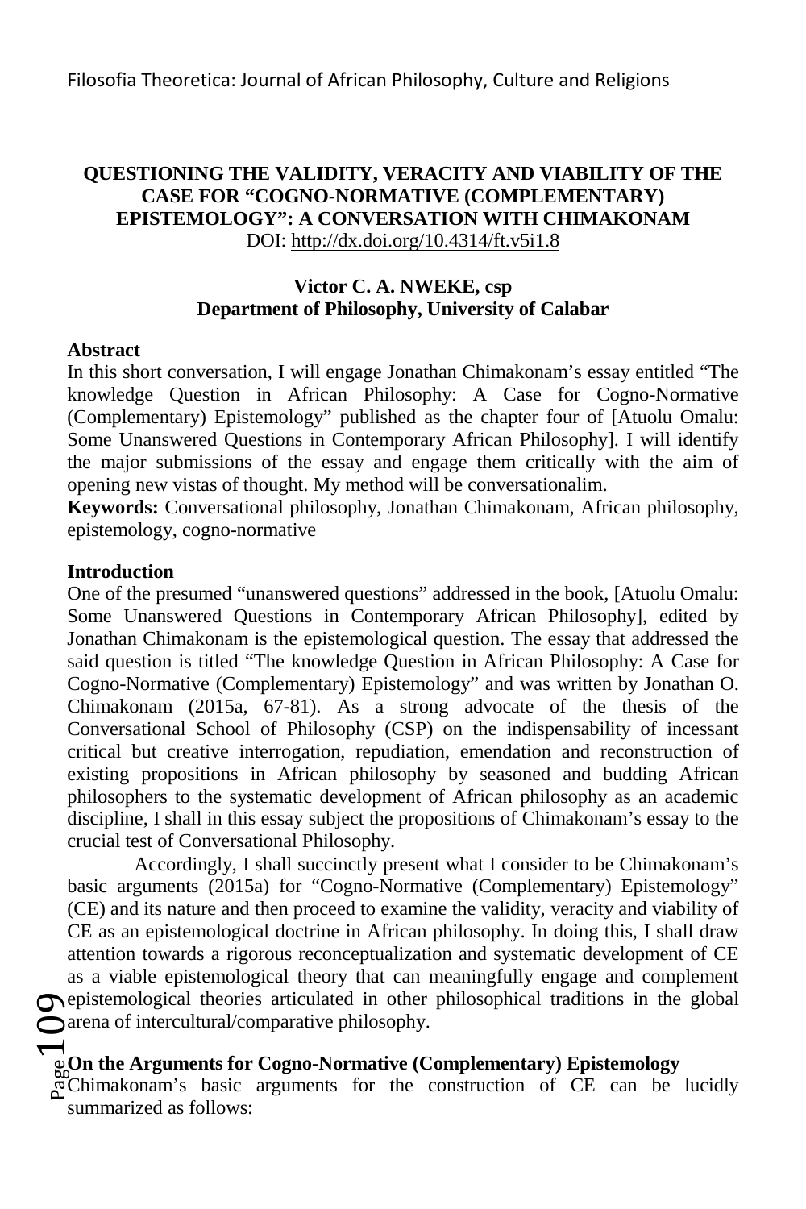# QUESTIONING THE VALIDITY, VERACITY AND VIABILITY OF THE CASE FOR "COGNO-NORMATIVE (COMPLEMENTARY) EPISTEMOLOGY": A CONVERSATION WITH CHIMAKONAM

DOI: http://dx.doi.org/10.4314/ft.v5i1.8

**Victor C. A. NWEKE, csp**
**Department of Philosophy, University of Calabar**

### Abstract

In this short conversation, I will engage Jonathan Chimakonam's essay entitled "The knowledge Question in African Philosophy: A Case for Cogno-Normative (Complementary) Epistemology" published as the chapter four of [Atuolu Omalu: Some Unanswered Questions in Contemporary African Philosophy]. I will identify the major submissions of the essay and engage them critically with the aim of opening new vistas of thought. My method will be conversationalim.

**Keywords:** Conversational philosophy, Jonathan Chimakonam, African philosophy, epistemology, cogno-normative

### Introduction

One of the presumed "unanswered questions" addressed in the book, [Atuolu Omalu: Some Unanswered Questions in Contemporary African Philosophy], edited by Jonathan Chimakonam is the epistemological question. The essay that addressed the said question is titled "The knowledge Question in African Philosophy: A Case for Cogno-Normative (Complementary) Epistemology" and was written by Jonathan O. Chimakonam (2015a, 67-81). As a strong advocate of the thesis of the Conversational School of Philosophy (CSP) on the indispensability of incessant critical but creative interrogation, repudiation, emendation and reconstruction of existing propositions in African philosophy by seasoned and budding African philosophers to the systematic development of African philosophy as an academic discipline, I shall in this essay subject the propositions of Chimakonam's essay to the crucial test of Conversational Philosophy.

Accordingly, I shall succinctly present what I consider to be Chimakonam's basic arguments (2015a) for "Cogno-Normative (Complementary) Epistemology" (CE) and its nature and then proceed to examine the validity, veracity and viability of CE as an epistemological doctrine in African philosophy. In doing this, I shall draw attention towards a rigorous reconceptualization and systematic development of CE as a viable epistemological theory that can meaningfully engage and complement epistemological theories articulated in other philosophical traditions in the global arena of intercultural/comparative philosophy.

### On the Arguments for Cogno-Normative (Complementary) Epistemology

Chimakonam's basic arguments for the construction of CE can be lucidly summarized as follows: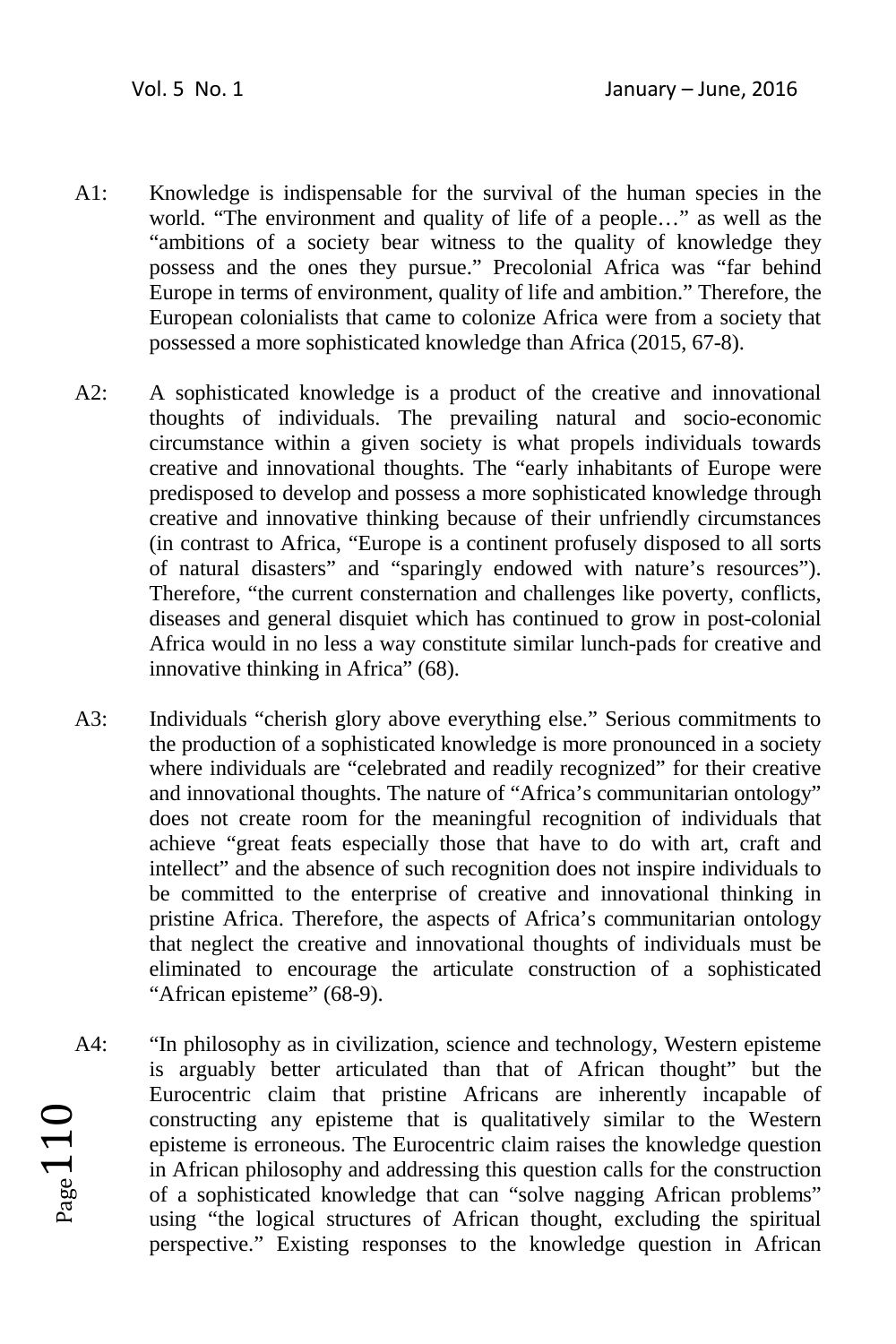A1: Knowledge is indispensable for the survival of the human species in the world. "The environment and quality of life of a people…" as well as the "ambitions of a society bear witness to the quality of knowledge they possess and the ones they pursue." Precolonial Africa was "far behind Europe in terms of environment, quality of life and ambition." Therefore, the European colonialists that came to colonize Africa were from a society that possessed a more sophisticated knowledge than Africa (2015, 67-8).

A2: A sophisticated knowledge is a product of the creative and innovational thoughts of individuals. The prevailing natural and socio-economic circumstance within a given society is what propels individuals towards creative and innovational thoughts. The "early inhabitants of Europe were predisposed to develop and possess a more sophisticated knowledge through creative and innovative thinking because of their unfriendly circumstances (in contrast to Africa, "Europe is a continent profusely disposed to all sorts of natural disasters" and "sparingly endowed with nature's resources"). Therefore, "the current consternation and challenges like poverty, conflicts, diseases and general disquiet which has continued to grow in post-colonial Africa would in no less a way constitute similar lunch-pads for creative and innovative thinking in Africa" (68).

A3: Individuals "cherish glory above everything else." Serious commitments to the production of a sophisticated knowledge is more pronounced in a society where individuals are "celebrated and readily recognized" for their creative and innovational thoughts. The nature of "Africa's communitarian ontology" does not create room for the meaningful recognition of individuals that achieve "great feats especially those that have to do with art, craft and intellect" and the absence of such recognition does not inspire individuals to be committed to the enterprise of creative and innovational thinking in pristine Africa. Therefore, the aspects of Africa's communitarian ontology that neglect the creative and innovational thoughts of individuals must be eliminated to encourage the articulate construction of a sophisticated "African episteme" (68-9).

A4: "In philosophy as in civilization, science and technology, Western episteme is arguably better articulated than that of African thought" but the Eurocentric claim that pristine Africans are inherently incapable of constructing any episteme that is qualitatively similar to the Western episteme is erroneous. The Eurocentric claim raises the knowledge question in African philosophy and addressing this question calls for the construction of a sophisticated knowledge that can "solve nagging African problems" using "the logical structures of African thought, excluding the spiritual perspective." Existing responses to the knowledge question in African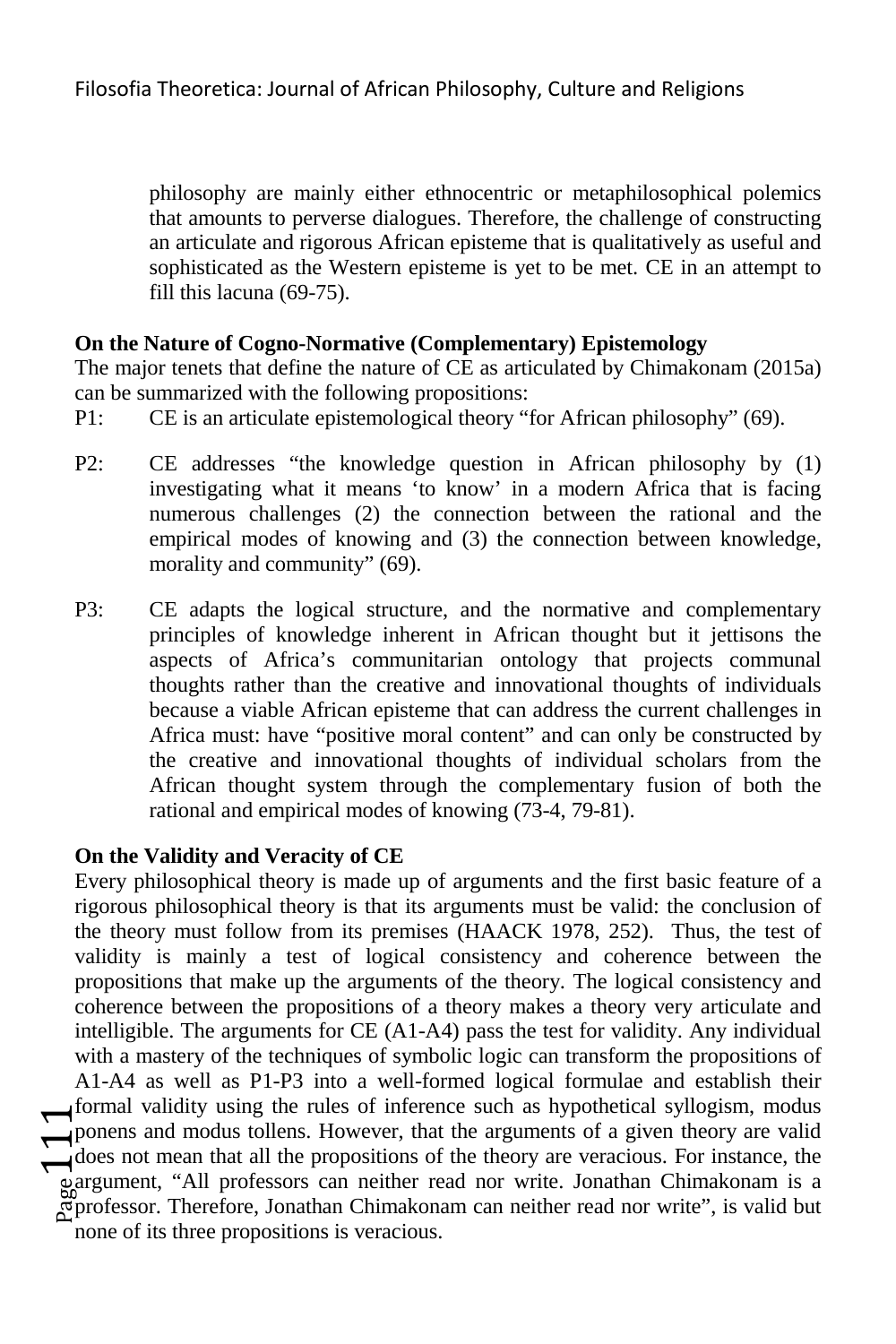philosophy are mainly either ethnocentric or metaphilosophical polemics that amounts to perverse dialogues. Therefore, the challenge of constructing an articulate and rigorous African episteme that is qualitatively as useful and sophisticated as the Western episteme is yet to be met. CE in an attempt to fill this lacuna (69-75).

**On the Nature of Cogno-Normative (Complementary) Epistemology**

The major tenets that define the nature of CE as articulated by Chimakonam (2015a) can be summarized with the following propositions:

P1: CE is an articulate epistemological theory "for African philosophy" (69).

P2: CE addresses "the knowledge question in African philosophy by (1) investigating what it means 'to know' in a modern Africa that is facing numerous challenges (2) the connection between the rational and the empirical modes of knowing and (3) the connection between knowledge, morality and community" (69).

P3: CE adapts the logical structure, and the normative and complementary principles of knowledge inherent in African thought but it jettisons the aspects of Africa's communitarian ontology that projects communal thoughts rather than the creative and innovational thoughts of individuals because a viable African episteme that can address the current challenges in Africa must: have "positive moral content" and can only be constructed by the creative and innovational thoughts of individual scholars from the African thought system through the complementary fusion of both the rational and empirical modes of knowing (73-4, 79-81).

**On the Validity and Veracity of CE**

Every philosophical theory is made up of arguments and the first basic feature of a rigorous philosophical theory is that its arguments must be valid: the conclusion of the theory must follow from its premises (HAACK 1978, 252). Thus, the test of validity is mainly a test of logical consistency and coherence between the propositions that make up the arguments of the theory. The logical consistency and coherence between the propositions of a theory makes a theory very articulate and intelligible. The arguments for CE (A1-A4) pass the test for validity. Any individual with a mastery of the techniques of symbolic logic can transform the propositions of A1-A4 as well as P1-P3 into a well-formed logical formulae and establish their formal validity using the rules of inference such as hypothetical syllogism, modus ponens and modus tollens. However, that the arguments of a given theory are valid does not mean that all the propositions of the theory are veracious. For instance, the argument, "All professors can neither read nor write. Jonathan Chimakonam is a professor. Therefore, Jonathan Chimakonam can neither read nor write", is valid but none of its three propositions is veracious.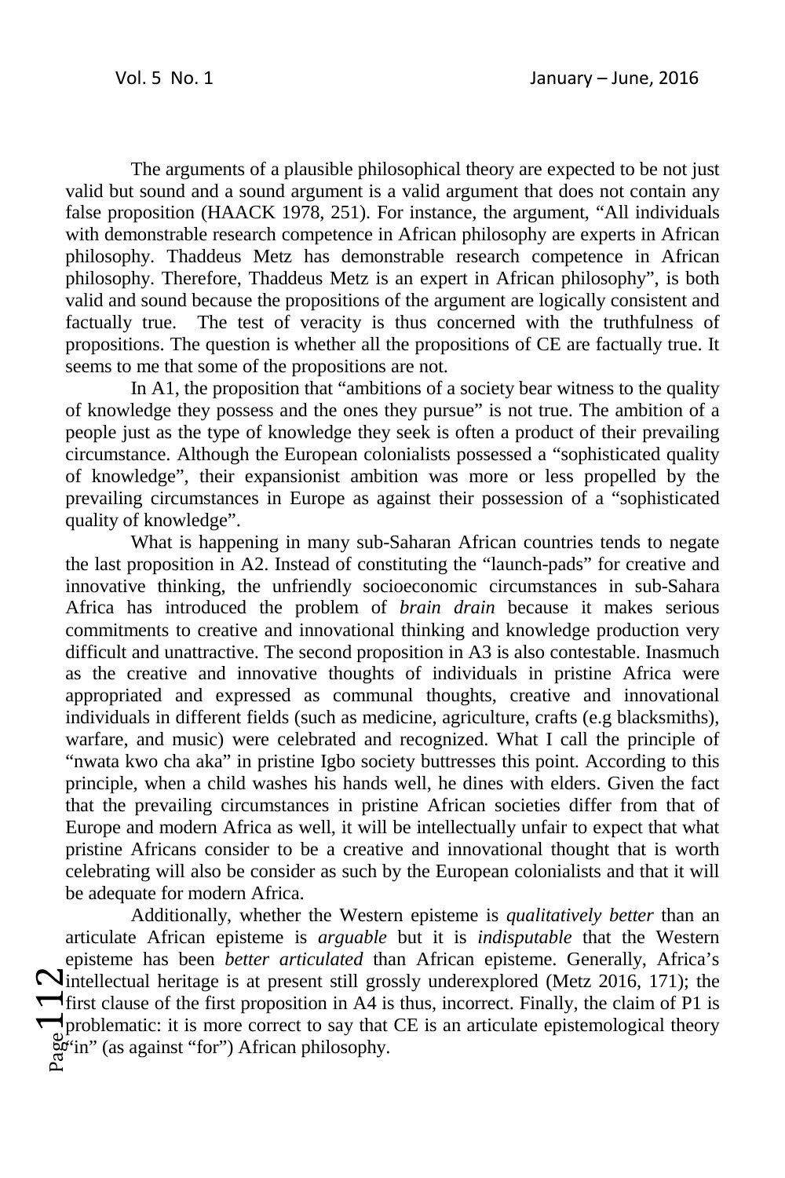The arguments of a plausible philosophical theory are expected to be not just valid but sound and a sound argument is a valid argument that does not contain any false proposition (HAACK 1978, 251). For instance, the argument, "All individuals with demonstrable research competence in African philosophy are experts in African philosophy. Thaddeus Metz has demonstrable research competence in African philosophy. Therefore, Thaddeus Metz is an expert in African philosophy", is both valid and sound because the propositions of the argument are logically consistent and factually true. The test of veracity is thus concerned with the truthfulness of propositions. The question is whether all the propositions of CE are factually true. It seems to me that some of the propositions are not.

In A1, the proposition that "ambitions of a society bear witness to the quality of knowledge they possess and the ones they pursue" is not true. The ambition of a people just as the type of knowledge they seek is often a product of their prevailing circumstance. Although the European colonialists possessed a "sophisticated quality of knowledge", their expansionist ambition was more or less propelled by the prevailing circumstances in Europe as against their possession of a "sophisticated quality of knowledge".

What is happening in many sub-Saharan African countries tends to negate the last proposition in A2. Instead of constituting the "launch-pads" for creative and innovative thinking, the unfriendly socioeconomic circumstances in sub-Sahara Africa has introduced the problem of *brain drain* because it makes serious commitments to creative and innovational thinking and knowledge production very difficult and unattractive. The second proposition in A3 is also contestable. Inasmuch as the creative and innovative thoughts of individuals in pristine Africa were appropriated and expressed as communal thoughts, creative and innovational individuals in different fields (such as medicine, agriculture, crafts (e.g blacksmiths), warfare, and music) were celebrated and recognized. What I call the principle of "nwata kwo cha aka" in pristine Igbo society buttresses this point. According to this principle, when a child washes his hands well, he dines with elders. Given the fact that the prevailing circumstances in pristine African societies differ from that of Europe and modern Africa as well, it will be intellectually unfair to expect that what pristine Africans consider to be a creative and innovational thought that is worth celebrating will also be consider as such by the European colonialists and that it will be adequate for modern Africa.

Additionally, whether the Western episteme is *qualitatively better* than an articulate African episteme is *arguable* but it is *indisputable* that the Western episteme has been *better articulated* than African episteme. Generally, Africa's intellectual heritage is at present still grossly underexplored (Metz 2016, 171); the first clause of the first proposition in A4 is thus, incorrect. Finally, the claim of P1 is problematic: it is more correct to say that CE is an articulate epistemological theory "in" (as against "for") African philosophy.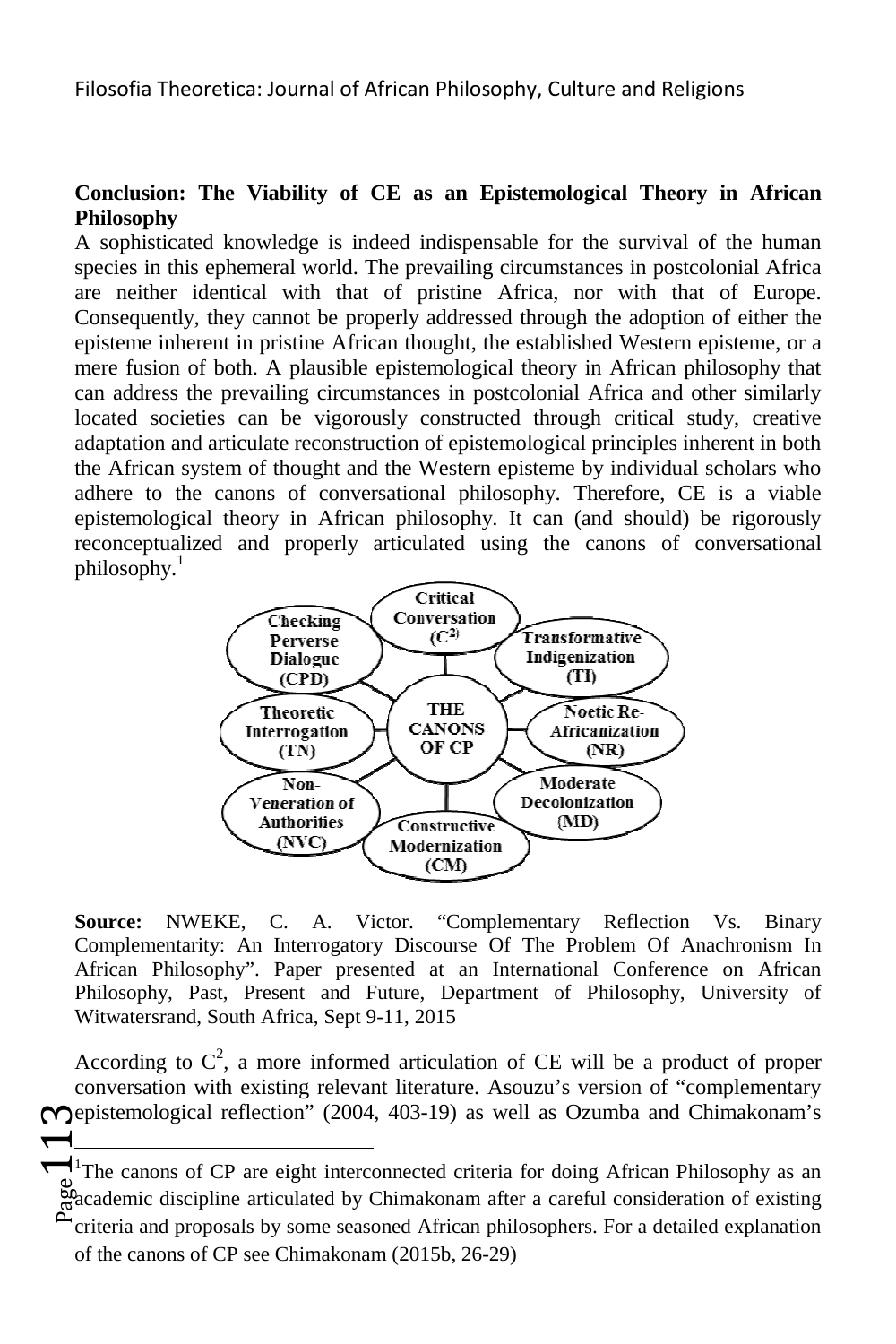**Conclusion: The Viability of CE as an Epistemological Theory in African Philosophy**

A sophisticated knowledge is indeed indispensable for the survival of the human species in this ephemeral world. The prevailing circumstances in postcolonial Africa are neither identical with that of pristine Africa, nor with that of Europe. Consequently, they cannot be properly addressed through the adoption of either the episteme inherent in pristine African thought, the established Western episteme, or a mere fusion of both. A plausible epistemological theory in African philosophy that can address the prevailing circumstances in postcolonial Africa and other similarly located societies can be vigorously constructed through critical study, creative adaptation and articulate reconstruction of epistemological principles inherent in both the African system of thought and the Western episteme by individual scholars who adhere to the canons of conversational philosophy. Therefore, CE is a viable epistemological theory in African philosophy. It can (and should) be rigorously reconceptualized and properly articulated using the canons of conversational philosophy.[1]

THE CANONS OF CP:

- Critical Conversation ($C^2$)
- Transformative Indigenization (TI)
- Noetic Re-Africanization (NR)
- Moderate Decolonization (MD)
- Constructive Modernization (CM)
- Non-Veneration of Authorities (NVC)
- Theoretic Interrogation (TN)
- Checking Perverse Dialogue (CPD)

**Source:** NWEKE, C. A. Victor. "Complementary Reflection Vs. Binary Complementarity: An Interrogatory Discourse Of The Problem Of Anachronism In African Philosophy". Paper presented at an International Conference on African Philosophy, Past, Present and Future, Department of Philosophy, University of Witwatersrand, South Africa, Sept 9-11, 2015

According to $C^2$, a more informed articulation of CE will be a product of proper conversation with existing relevant literature. Asouzu's version of "complementary epistemological reflection" (2004, 403-19) as well as Ozumba and Chimakonam's

---

[1] The canons of CP are eight interconnected criteria for doing African Philosophy as an academic discipline articulated by Chimakonam after a careful consideration of existing criteria and proposals by some seasoned African philosophers. For a detailed explanation of the canons of CP see Chimakonam (2015b, 26-29)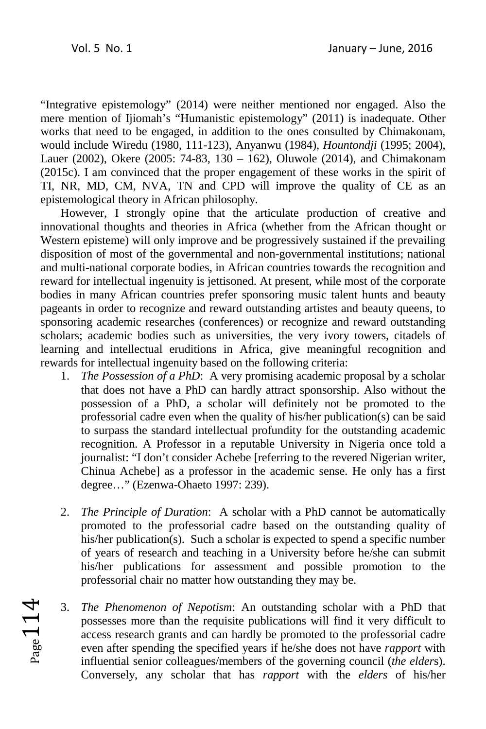"Integrative epistemology" (2014) were neither mentioned nor engaged. Also the mere mention of Ijiomah's "Humanistic epistemology" (2011) is inadequate. Other works that need to be engaged, in addition to the ones consulted by Chimakonam, would include Wiredu (1980, 111-123), Anyanwu (1984), *Hountondji* (1995; 2004), Lauer (2002), Okere (2005: 74-83, 130 – 162), Oluwole (2014), and Chimakonam (2015c). I am convinced that the proper engagement of these works in the spirit of TI, NR, MD, CM, NVA, TN and CPD will improve the quality of CE as an epistemological theory in African philosophy.

However, I strongly opine that the articulate production of creative and innovational thoughts and theories in Africa (whether from the African thought or Western episteme) will only improve and be progressively sustained if the prevailing disposition of most of the governmental and non-governmental institutions; national and multi-national corporate bodies, in African countries towards the recognition and reward for intellectual ingenuity is jettisoned. At present, while most of the corporate bodies in many African countries prefer sponsoring music talent hunts and beauty pageants in order to recognize and reward outstanding artistes and beauty queens, to sponsoring academic researches (conferences) or recognize and reward outstanding scholars; academic bodies such as universities, the very ivory towers, citadels of learning and intellectual eruditions in Africa, give meaningful recognition and rewards for intellectual ingenuity based on the following criteria:

1. *The Possession of a PhD*: A very promising academic proposal by a scholar that does not have a PhD can hardly attract sponsorship. Also without the possession of a PhD, a scholar will definitely not be promoted to the professorial cadre even when the quality of his/her publication(s) can be said to surpass the standard intellectual profundity for the outstanding academic recognition. A Professor in a reputable University in Nigeria once told a journalist: "I don't consider Achebe [referring to the revered Nigerian writer, Chinua Achebe] as a professor in the academic sense. He only has a first degree…" (Ezenwa-Ohaeto 1997: 239).

2. *The Principle of Duration*: A scholar with a PhD cannot be automatically promoted to the professorial cadre based on the outstanding quality of his/her publication(s). Such a scholar is expected to spend a specific number of years of research and teaching in a University before he/she can submit his/her publications for assessment and possible promotion to the professorial chair no matter how outstanding they may be.

3. *The Phenomenon of Nepotism*: An outstanding scholar with a PhD that possesses more than the requisite publications will find it very difficult to access research grants and can hardly be promoted to the professorial cadre even after spending the specified years if he/she does not have *rapport* with influential senior colleagues/members of the governing council (*the elder*s). Conversely, any scholar that has *rapport* with the *elders* of his/her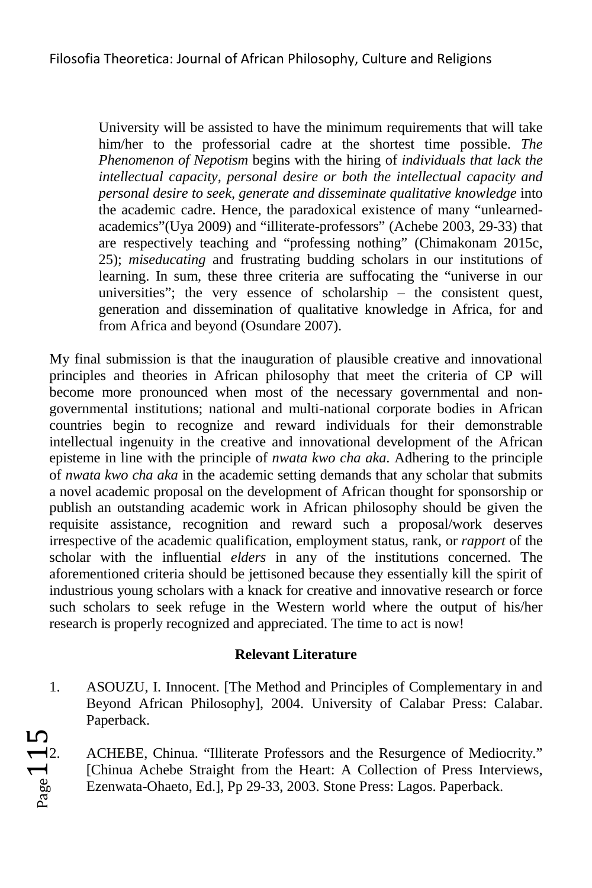> University will be assisted to have the minimum requirements that will take him/her to the professorial cadre at the shortest time possible. *The Phenomenon of Nepotism* begins with the hiring of *individuals that lack the intellectual capacity, personal desire or both the intellectual capacity and personal desire to seek, generate and disseminate qualitative knowledge* into the academic cadre. Hence, the paradoxical existence of many "unlearned-academics"(Uya 2009) and "illiterate-professors" (Achebe 2003, 29-33) that are respectively teaching and "professing nothing" (Chimakonam 2015c, 25); *miseducating* and frustrating budding scholars in our institutions of learning. In sum, these three criteria are suffocating the "universe in our universities"; the very essence of scholarship – the consistent quest, generation and dissemination of qualitative knowledge in Africa, for and from Africa and beyond (Osundare 2007).

My final submission is that the inauguration of plausible creative and innovational principles and theories in African philosophy that meet the criteria of CP will become more pronounced when most of the necessary governmental and non-governmental institutions; national and multi-national corporate bodies in African countries begin to recognize and reward individuals for their demonstrable intellectual ingenuity in the creative and innovational development of the African episteme in line with the principle of *nwata kwo cha aka*. Adhering to the principle of *nwata kwo cha aka* in the academic setting demands that any scholar that submits a novel academic proposal on the development of African thought for sponsorship or publish an outstanding academic work in African philosophy should be given the requisite assistance, recognition and reward such a proposal/work deserves irrespective of the academic qualification, employment status, rank, or *rapport* of the scholar with the influential *elders* in any of the institutions concerned. The aforementioned criteria should be jettisoned because they essentially kill the spirit of industrious young scholars with a knack for creative and innovative research or force such scholars to seek refuge in the Western world where the output of his/her research is properly recognized and appreciated. The time to act is now!

**Relevant Literature**

1. ASOUZU, I. Innocent. [The Method and Principles of Complementary in and Beyond African Philosophy], 2004. University of Calabar Press: Calabar. Paperback.

2. ACHEBE, Chinua. "Illiterate Professors and the Resurgence of Mediocrity." [Chinua Achebe Straight from the Heart: A Collection of Press Interviews, Ezenwata-Ohaeto, Ed.], Pp 29-33, 2003. Stone Press: Lagos. Paperback.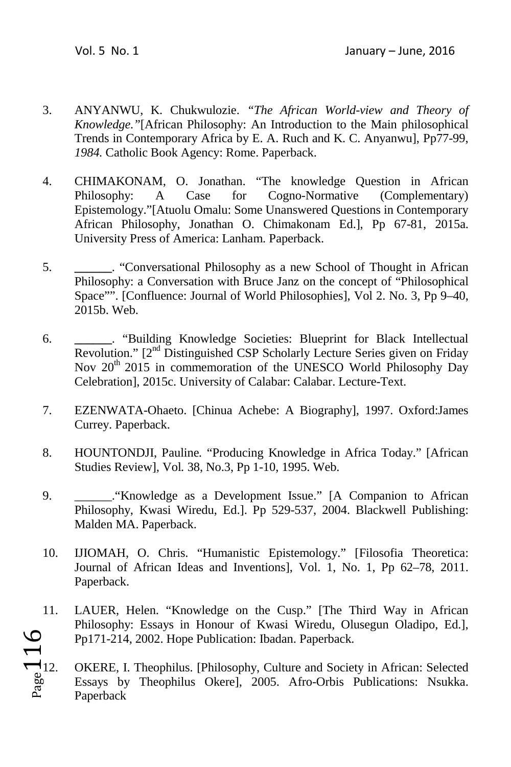3. ANYANWU, K. Chukwulozie. *"The African World-view and Theory of Knowledge."*[African Philosophy: An Introduction to the Main philosophical Trends in Contemporary Africa by E. A. Ruch and K. C. Anyanwu], Pp77-99, *1984.* Catholic Book Agency: Rome. Paperback.

4. CHIMAKONAM, O. Jonathan. "The knowledge Question in African Philosophy: A Case for Cogno-Normative (Complementary) Epistemology."[Atuolu Omalu: Some Unanswered Questions in Contemporary African Philosophy, Jonathan O. Chimakonam Ed.], Pp 67-81, 2015a. University Press of America: Lanham. Paperback.

5. ______. "Conversational Philosophy as a new School of Thought in African Philosophy: a Conversation with Bruce Janz on the concept of "Philosophical Space"". [Confluence: Journal of World Philosophies], Vol 2. No. 3, Pp 9–40, 2015b. Web.

6. ______. "Building Knowledge Societies: Blueprint for Black Intellectual Revolution." [2nd Distinguished CSP Scholarly Lecture Series given on Friday Nov 20th 2015 in commemoration of the UNESCO World Philosophy Day Celebration], 2015c. University of Calabar: Calabar. Lecture-Text.

7. EZENWATA-Ohaeto. [Chinua Achebe: A Biography], 1997. Oxford:James Currey. Paperback.

8. HOUNTONDJI, Pauline. "Producing Knowledge in Africa Today." [African Studies Review], Vol. 38, No.3, Pp 1-10, 1995. Web.

9. ______."Knowledge as a Development Issue." [A Companion to African Philosophy, Kwasi Wiredu, Ed.]. Pp 529-537, 2004. Blackwell Publishing: Malden MA. Paperback.

10. IJIOMAH, O. Chris. "Humanistic Epistemology." [Filosofia Theoretica: Journal of African Ideas and Inventions], Vol. 1, No. 1, Pp 62–78, 2011. Paperback.

11. LAUER, Helen. "Knowledge on the Cusp." [The Third Way in African Philosophy: Essays in Honour of Kwasi Wiredu, Olusegun Oladipo, Ed.], Pp171-214, 2002. Hope Publication: Ibadan. Paperback.

12. OKERE, I. Theophilus. [Philosophy, Culture and Society in African: Selected Essays by Theophilus Okere], 2005. Afro-Orbis Publications: Nsukka. Paperback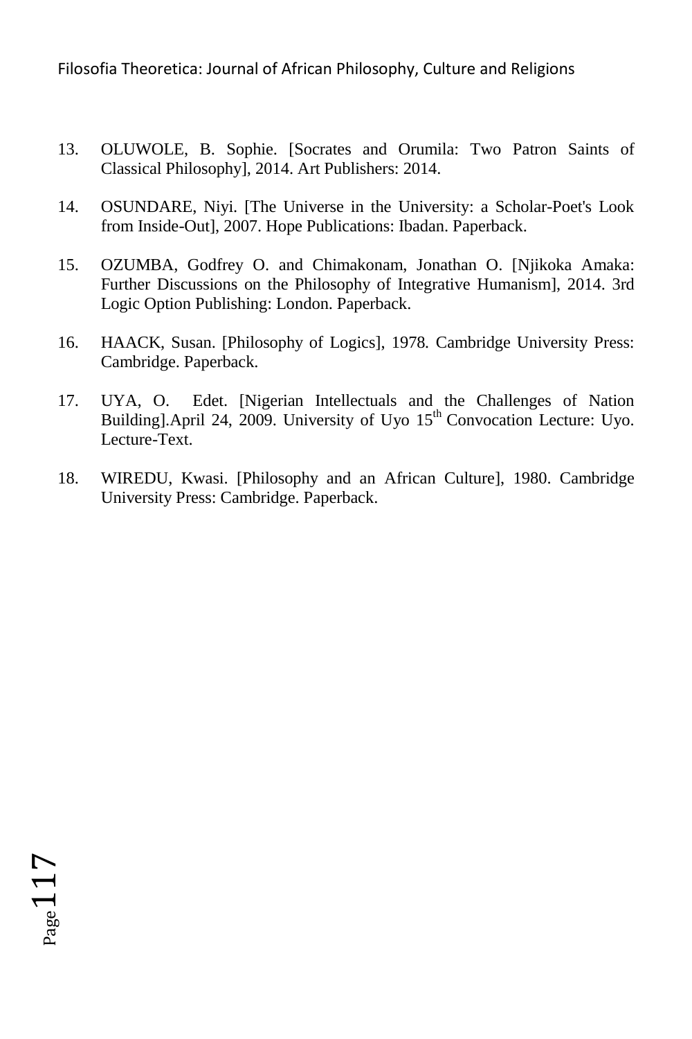13. OLUWOLE, B. Sophie. [Socrates and Orumila: Two Patron Saints of Classical Philosophy], 2014. Art Publishers: 2014.

14. OSUNDARE, Niyi. [The Universe in the University: a Scholar-Poet's Look from Inside-Out], 2007. Hope Publications: Ibadan. Paperback.

15. OZUMBA, Godfrey O. and Chimakonam, Jonathan O. [Njikoka Amaka: Further Discussions on the Philosophy of Integrative Humanism], 2014. 3rd Logic Option Publishing: London. Paperback.

16. HAACK, Susan. [Philosophy of Logics], 1978. Cambridge University Press: Cambridge. Paperback.

17. UYA, O. Edet. [Nigerian Intellectuals and the Challenges of Nation Building].April 24, 2009. University of Uyo 15th Convocation Lecture: Uyo. Lecture-Text.

18. WIREDU, Kwasi. [Philosophy and an African Culture], 1980. Cambridge University Press: Cambridge. Paperback.